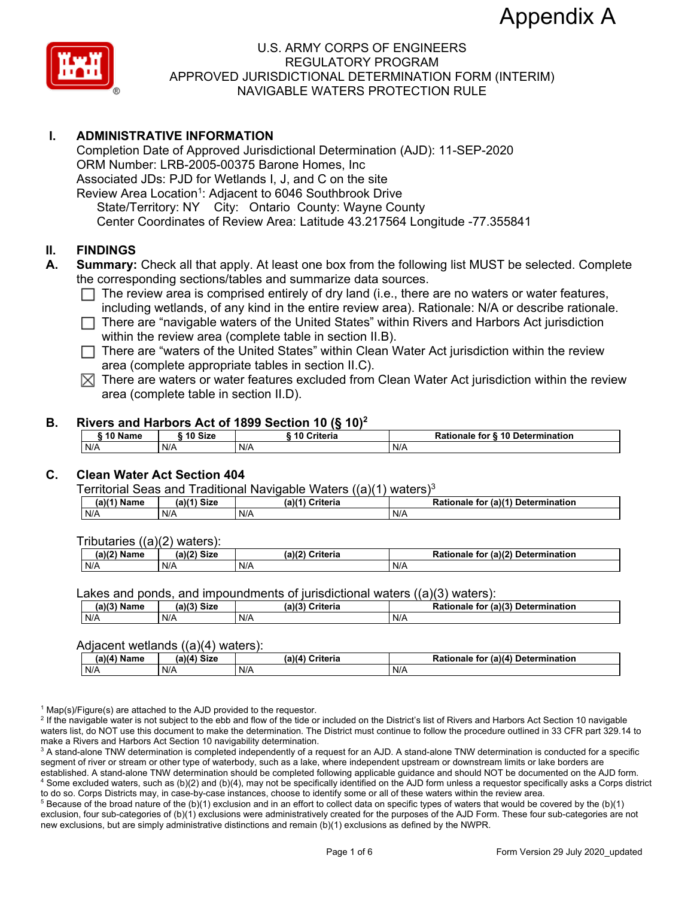Appendix A

U.S. ARMY CORPS OF ENGINEERS
REGULATORY PROGRAM
APPROVED JURISDICTIONAL DETERMINATION FORM (INTERIM)
NAVIGABLE WATERS PROTECTION RULE

## I. ADMINISTRATIVE INFORMATION

Completion Date of Approved Jurisdictional Determination (AJD): 11-SEP-2020
ORM Number: LRB-2005-00375 Barone Homes, Inc
Associated JDs: PJD for Wetlands I, J, and C on the site
Review Area Location[1]: Adjacent to 6046 Southbrook Drive
State/Territory: NY City: Ontario County: Wayne County
Center Coordinates of Review Area: Latitude 43.217564 Longitude -77.355841

## II. FINDINGS

**A. Summary:** Check all that apply. At least one box from the following list MUST be selected. Complete the corresponding sections/tables and summarize data sources.

- ☐ The review area is comprised entirely of dry land (i.e., there are no waters or water features, including wetlands, of any kind in the entire review area). Rationale: N/A or describe rationale.
- ☐ There are "navigable waters of the United States" within Rivers and Harbors Act jurisdiction within the review area (complete table in section II.B).
- ☐ There are "waters of the United States" within Clean Water Act jurisdiction within the review area (complete appropriate tables in section II.C).
- ☒ There are waters or water features excluded from Clean Water Act jurisdiction within the review area (complete table in section II.D).

### B. Rivers and Harbors Act of 1899 Section 10 (§ 10)[2]

| § 10 Name | § 10 Size | § 10 Criteria | Rationale for § 10 Determination |
|---|---|---|---|
| N/A | N/A | N/A | N/A |

### C. Clean Water Act Section 404

Territorial Seas and Traditional Navigable Waters ((a)(1) waters)[3]

| (a)(1) Name | (a)(1) Size | (a)(1) Criteria | Rationale for (a)(1) Determination |
|---|---|---|---|
| N/A | N/A | N/A | N/A |

Tributaries ((a)(2) waters):

| (a)(2) Name | (a)(2) Size | (a)(2) Criteria | Rationale for (a)(2) Determination |
|---|---|---|---|
| N/A | N/A | N/A | N/A |

Lakes and ponds, and impoundments of jurisdictional waters ((a)(3) waters):

| (a)(3) Name | (a)(3) Size | (a)(3) Criteria | Rationale for (a)(3) Determination |
|---|---|---|---|
| N/A | N/A | N/A | N/A |

Adjacent wetlands ((a)(4) waters):

| (a)(4) Name | (a)(4) Size | (a)(4) Criteria | Rationale for (a)(4) Determination |
|---|---|---|---|
| N/A | N/A | N/A | N/A |

[1] Map(s)/Figure(s) are attached to the AJD provided to the requestor.
[2] If the navigable water is not subject to the ebb and flow of the tide or included on the District's list of Rivers and Harbors Act Section 10 navigable waters list, do NOT use this document to make the determination. The District must continue to follow the procedure outlined in 33 CFR part 329.14 to make a Rivers and Harbors Act Section 10 navigability determination.
[3] A stand-alone TNW determination is completed independently of a request for an AJD. A stand-alone TNW determination is conducted for a specific segment of river or stream or other type of waterbody, such as a lake, where independent upstream or downstream limits or lake borders are established. A stand-alone TNW determination should be completed following applicable guidance and should NOT be documented on the AJD form.
[4] Some excluded waters, such as (b)(2) and (b)(4), may not be specifically identified on the AJD form unless a requestor specifically asks a Corps district to do so. Corps Districts may, in case-by-case instances, choose to identify some or all of these waters within the review area.
[5] Because of the broad nature of the (b)(1) exclusion and in an effort to collect data on specific types of waters that would be covered by the (b)(1) exclusion, four sub-categories of (b)(1) exclusions were administratively created for the purposes of the AJD Form. These four sub-categories are not new exclusions, but are simply administrative distinctions and remain (b)(1) exclusions as defined by the NWPR.

Form Version 29 July 2020_updated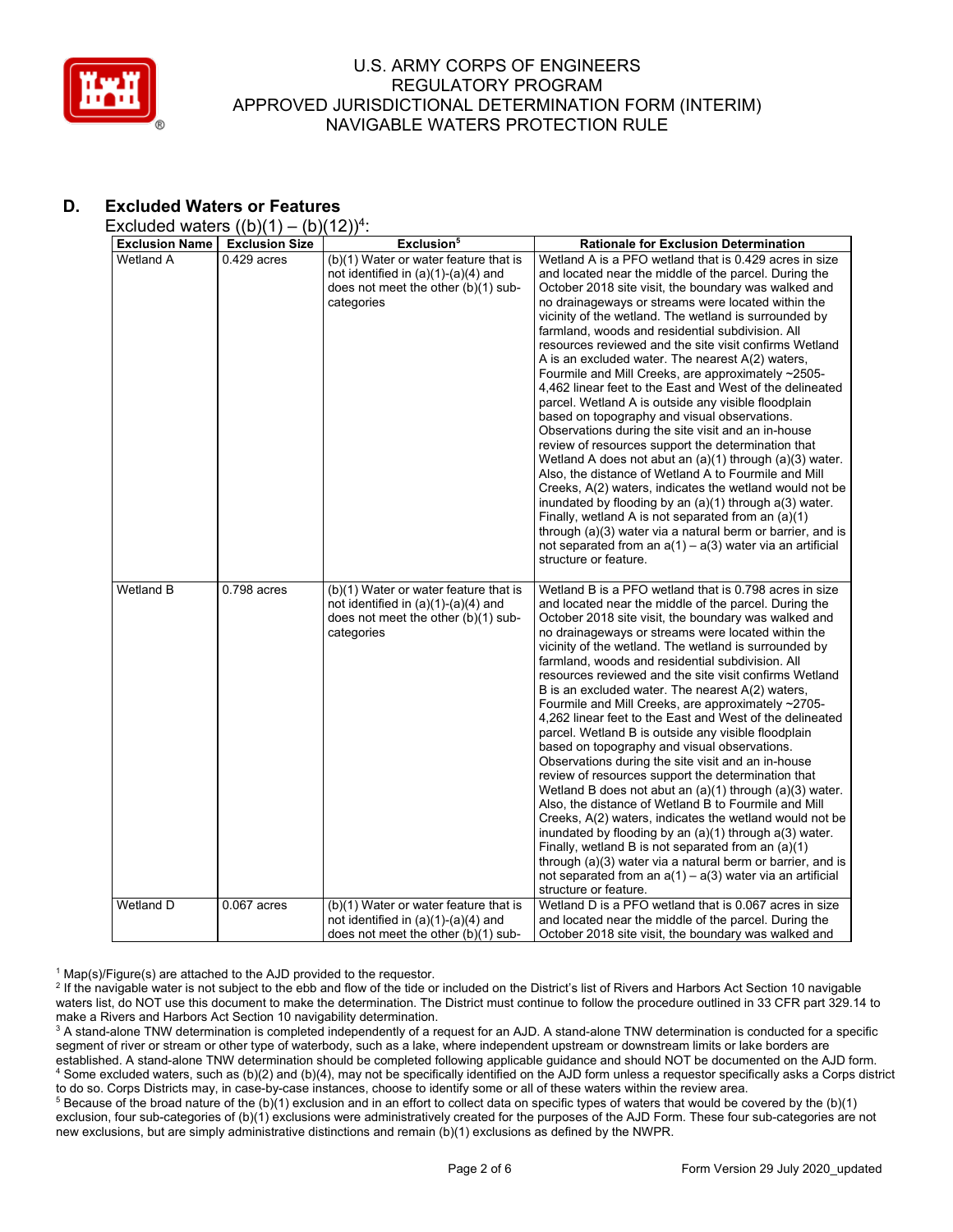## D. Excluded Waters or Features

Excluded waters ((b)(1) – (b)(12))[4]:

| Exclusion Name | Exclusion Size | Exclusion[5] | Rationale for Exclusion Determination |
|---|---|---|---|
| Wetland A | 0.429 acres | (b)(1) Water or water feature that is not identified in (a)(1)-(a)(4) and does not meet the other (b)(1) sub-categories | Wetland A is a PFO wetland that is 0.429 acres in size and located near the middle of the parcel. During the October 2018 site visit, the boundary was walked and no drainageways or streams were located within the vicinity of the wetland. The wetland is surrounded by farmland, woods and residential subdivision. All resources reviewed and the site visit confirms Wetland A is an excluded water. The nearest A(2) waters, Fourmile and Mill Creeks, are approximately ~2505-4,462 linear feet to the East and West of the delineated parcel. Wetland A is outside any visible floodplain based on topography and visual observations. Observations during the site visit and an in-house review of resources support the determination that Wetland A does not abut an (a)(1) through (a)(3) water. Also, the distance of Wetland A to Fourmile and Mill Creeks, A(2) waters, indicates the wetland would not be inundated by flooding by an (a)(1) through a(3) water. Finally, wetland A is not separated from an (a)(1) through (a)(3) water via a natural berm or barrier, and is not separated from an a(1) – a(3) water via an artificial structure or feature. |
| Wetland B | 0.798 acres | (b)(1) Water or water feature that is not identified in (a)(1)-(a)(4) and does not meet the other (b)(1) sub-categories | Wetland B is a PFO wetland that is 0.798 acres in size and located near the middle of the parcel. During the October 2018 site visit, the boundary was walked and no drainageways or streams were located within the vicinity of the wetland. The wetland is surrounded by farmland, woods and residential subdivision. All resources reviewed and the site visit confirms Wetland B is an excluded water. The nearest A(2) waters, Fourmile and Mill Creeks, are approximately ~2705-4,262 linear feet to the East and West of the delineated parcel. Wetland B is outside any visible floodplain based on topography and visual observations. Observations during the site visit and an in-house review of resources support the determination that Wetland B does not abut an (a)(1) through (a)(3) water. Also, the distance of Wetland B to Fourmile and Mill Creeks, A(2) waters, indicates the wetland would not be inundated by flooding by an (a)(1) through a(3) water. Finally, wetland B is not separated from an (a)(1) through (a)(3) water via a natural berm or barrier, and is not separated from an a(1) – a(3) water via an artificial structure or feature. |
| Wetland D | 0.067 acres | (b)(1) Water or water feature that is not identified in (a)(1)-(a)(4) and does not meet the other (b)(1) sub- | Wetland D is a PFO wetland that is 0.067 acres in size and located near the middle of the parcel. During the October 2018 site visit, the boundary was walked and |

[1] Map(s)/Figure(s) are attached to the AJD provided to the requestor.

[2] If the navigable water is not subject to the ebb and flow of the tide or included on the District's list of Rivers and Harbors Act Section 10 navigable waters list, do NOT use this document to make the determination. The District must continue to follow the procedure outlined in 33 CFR part 329.14 to make a Rivers and Harbors Act Section 10 navigability determination.

[3] A stand-alone TNW determination is completed independently of a request for an AJD. A stand-alone TNW determination is conducted for a specific segment of river or stream or other type of waterbody, such as a lake, where independent upstream or downstream limits or lake borders are established. A stand-alone TNW determination should be completed following applicable guidance and should NOT be documented on the AJD form.

[4] Some excluded waters, such as (b)(2) and (b)(4), may not be specifically identified on the AJD form unless a requestor specifically asks a Corps district to do so. Corps Districts may, in case-by-case instances, choose to identify some or all of these waters within the review area.

[5] Because of the broad nature of the (b)(1) exclusion and in an effort to collect data on specific types of waters that would be covered by the (b)(1) exclusion, four sub-categories of (b)(1) exclusions were administratively created for the purposes of the AJD Form. These four sub-categories are not new exclusions, but are simply administrative distinctions and remain (b)(1) exclusions as defined by the NWPR.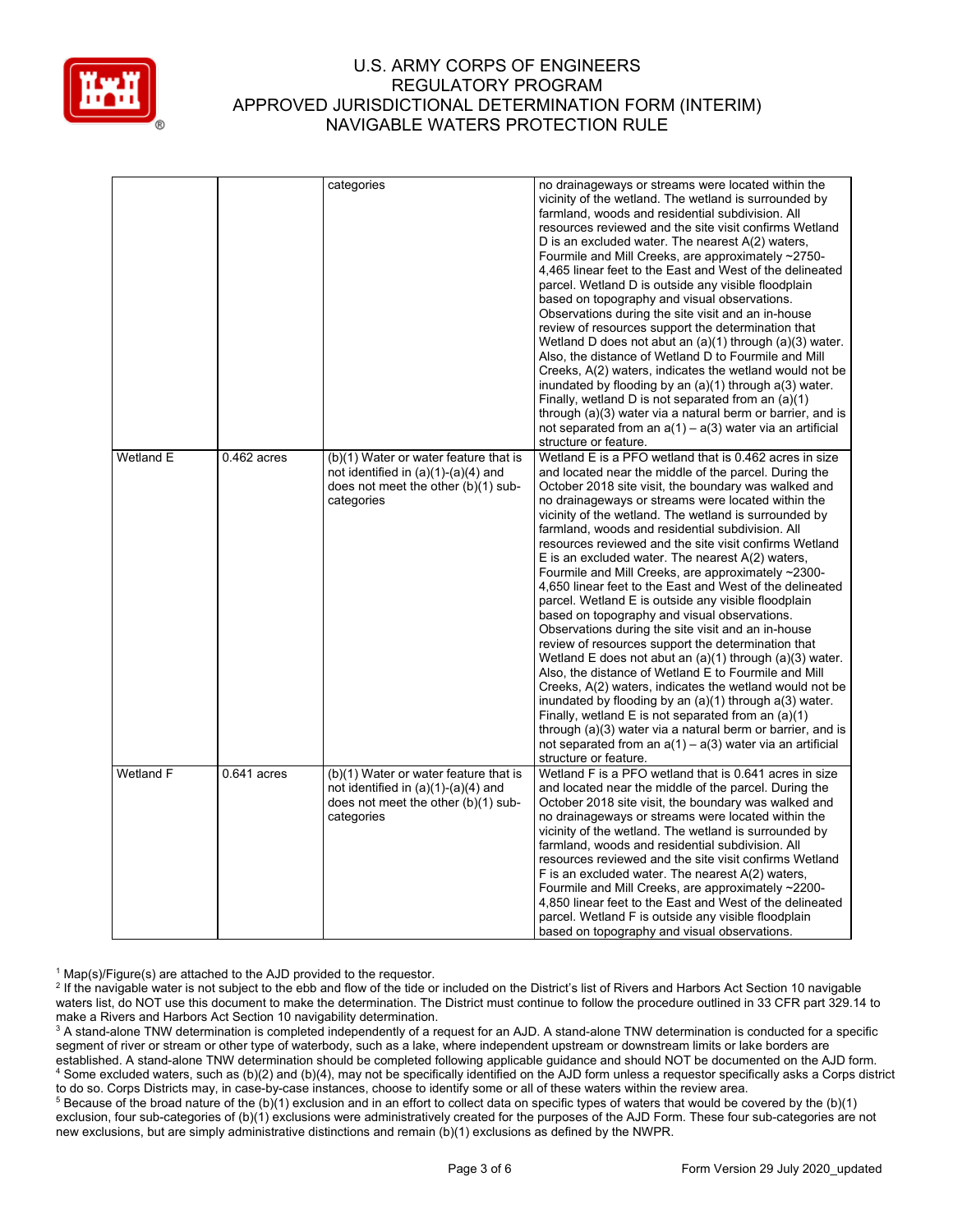|  |  | categories | no drainageways or streams were located within the vicinity of the wetland. The wetland is surrounded by farmland, woods and residential subdivision. All resources reviewed and the site visit confirms Wetland D is an excluded water. The nearest A(2) waters, Fourmile and Mill Creeks, are approximately ~2750-4,465 linear feet to the East and West of the delineated parcel. Wetland D is outside any visible floodplain based on topography and visual observations. Observations during the site visit and an in-house review of resources support the determination that Wetland D does not abut an (a)(1) through (a)(3) water. Also, the distance of Wetland D to Fourmile and Mill Creeks, A(2) waters, indicates the wetland would not be inundated by flooding by an (a)(1) through a(3) water. Finally, wetland D is not separated from an (a)(1) through (a)(3) water via a natural berm or barrier, and is not separated from an a(1) – a(3) water via an artificial structure or feature. |
|---|---|---|---|
| Wetland E | 0.462 acres | (b)(1) Water or water feature that is not identified in (a)(1)-(a)(4) and does not meet the other (b)(1) sub-categories | Wetland E is a PFO wetland that is 0.462 acres in size and located near the middle of the parcel. During the October 2018 site visit, the boundary was walked and no drainageways or streams were located within the vicinity of the wetland. The wetland is surrounded by farmland, woods and residential subdivision. All resources reviewed and the site visit confirms Wetland E is an excluded water. The nearest A(2) waters, Fourmile and Mill Creeks, are approximately ~2300-4,650 linear feet to the East and West of the delineated parcel. Wetland E is outside any visible floodplain based on topography and visual observations. Observations during the site visit and an in-house review of resources support the determination that Wetland E does not abut an (a)(1) through (a)(3) water. Also, the distance of Wetland E to Fourmile and Mill Creeks, A(2) waters, indicates the wetland would not be inundated by flooding by an (a)(1) through a(3) water. Finally, wetland E is not separated from an (a)(1) through (a)(3) water via a natural berm or barrier, and is not separated from an a(1) – a(3) water via an artificial structure or feature. |
| Wetland F | 0.641 acres | (b)(1) Water or water feature that is not identified in (a)(1)-(a)(4) and does not meet the other (b)(1) sub-categories | Wetland F is a PFO wetland that is 0.641 acres in size and located near the middle of the parcel. During the October 2018 site visit, the boundary was walked and no drainageways or streams were located within the vicinity of the wetland. The wetland is surrounded by farmland, woods and residential subdivision. All resources reviewed and the site visit confirms Wetland F is an excluded water. The nearest A(2) waters, Fourmile and Mill Creeks, are approximately ~2200-4,850 linear feet to the East and West of the delineated parcel. Wetland F is outside any visible floodplain based on topography and visual observations. |

[1] Map(s)/Figure(s) are attached to the AJD provided to the requestor.

[2] If the navigable water is not subject to the ebb and flow of the tide or included on the District's list of Rivers and Harbors Act Section 10 navigable waters list, do NOT use this document to make the determination. The District must continue to follow the procedure outlined in 33 CFR part 329.14 to make a Rivers and Harbors Act Section 10 navigability determination.

[3] A stand-alone TNW determination is completed independently of a request for an AJD. A stand-alone TNW determination is conducted for a specific segment of river or stream or other type of waterbody, such as a lake, where independent upstream or downstream limits or lake borders are established. A stand-alone TNW determination should be completed following applicable guidance and should NOT be documented on the AJD form.

[4] Some excluded waters, such as (b)(2) and (b)(4), may not be specifically identified on the AJD form unless a requestor specifically asks a Corps district to do so. Corps Districts may, in case-by-case instances, choose to identify some or all of these waters within the review area.

[5] Because of the broad nature of the (b)(1) exclusion and in an effort to collect data on specific types of waters that would be covered by the (b)(1) exclusion, four sub-categories of (b)(1) exclusions were administratively created for the purposes of the AJD Form. These four sub-categories are not new exclusions, but are simply administrative distinctions and remain (b)(1) exclusions as defined by the NWPR.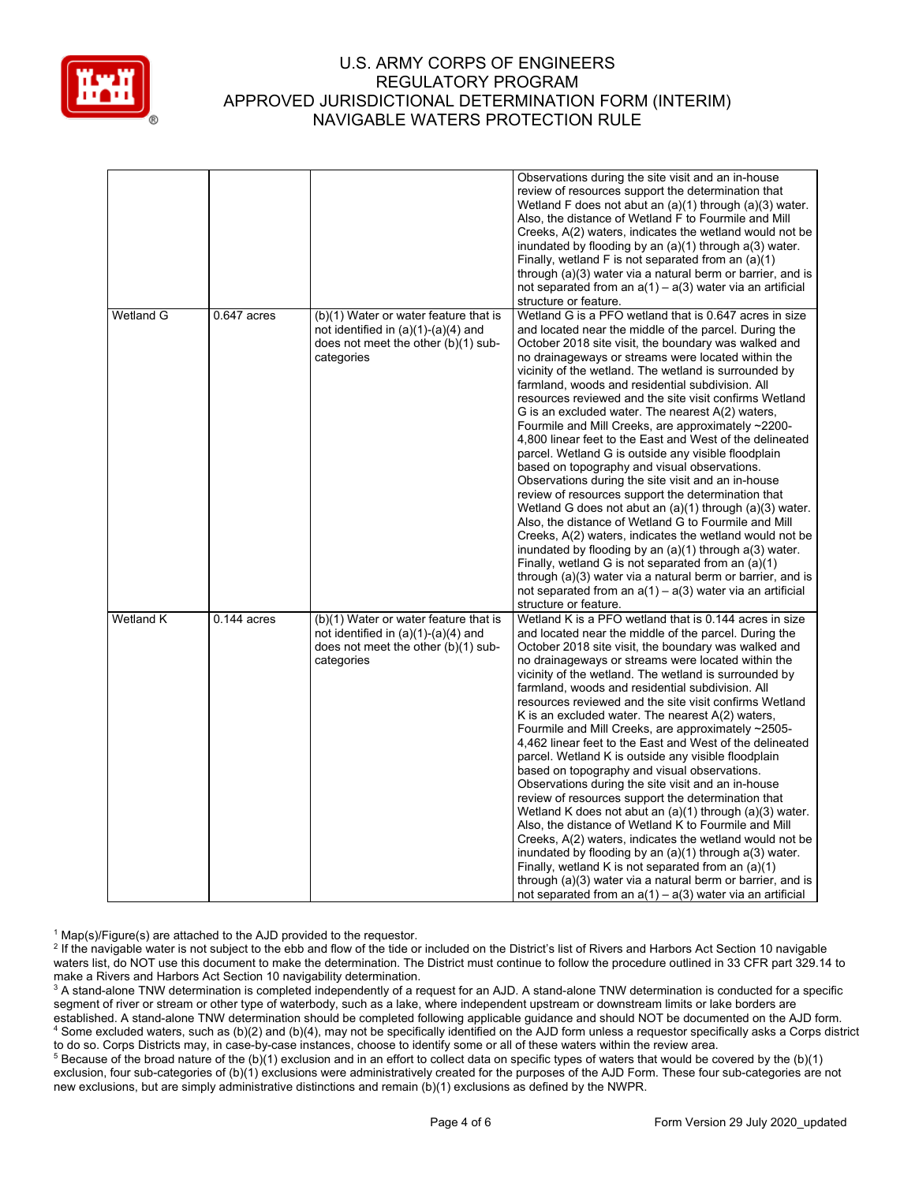| | | | |
|---|---|---|---|
| | | | Observations during the site visit and an in-house review of resources support the determination that Wetland F does not abut an (a)(1) through (a)(3) water. Also, the distance of Wetland F to Fourmile and Mill Creeks, A(2) waters, indicates the wetland would not be inundated by flooding by an (a)(1) through a(3) water. Finally, wetland F is not separated from an (a)(1) through (a)(3) water via a natural berm or barrier, and is not separated from an a(1) – a(3) water via an artificial structure or feature. |
| Wetland G | 0.647 acres | (b)(1) Water or water feature that is not identified in (a)(1)-(a)(4) and does not meet the other (b)(1) sub-categories | Wetland G is a PFO wetland that is 0.647 acres in size and located near the middle of the parcel. During the October 2018 site visit, the boundary was walked and no drainageways or streams were located within the vicinity of the wetland. The wetland is surrounded by farmland, woods and residential subdivision. All resources reviewed and the site visit confirms Wetland G is an excluded water. The nearest A(2) waters, Fourmile and Mill Creeks, are approximately ~2200-4,800 linear feet to the East and West of the delineated parcel. Wetland G is outside any visible floodplain based on topography and visual observations. Observations during the site visit and an in-house review of resources support the determination that Wetland G does not abut an (a)(1) through (a)(3) water. Also, the distance of Wetland G to Fourmile and Mill Creeks, A(2) waters, indicates the wetland would not be inundated by flooding by an (a)(1) through a(3) water. Finally, wetland G is not separated from an (a)(1) through (a)(3) water via a natural berm or barrier, and is not separated from an a(1) – a(3) water via an artificial structure or feature. |
| Wetland K | 0.144 acres | (b)(1) Water or water feature that is not identified in (a)(1)-(a)(4) and does not meet the other (b)(1) sub-categories | Wetland K is a PFO wetland that is 0.144 acres in size and located near the middle of the parcel. During the October 2018 site visit, the boundary was walked and no drainageways or streams were located within the vicinity of the wetland. The wetland is surrounded by farmland, woods and residential subdivision. All resources reviewed and the site visit confirms Wetland K is an excluded water. The nearest A(2) waters, Fourmile and Mill Creeks, are approximately ~2505-4,462 linear feet to the East and West of the delineated parcel. Wetland K is outside any visible floodplain based on topography and visual observations. Observations during the site visit and an in-house review of resources support the determination that Wetland K does not abut an (a)(1) through (a)(3) water. Also, the distance of Wetland K to Fourmile and Mill Creeks, A(2) waters, indicates the wetland would not be inundated by flooding by an (a)(1) through a(3) water. Finally, wetland K is not separated from an (a)(1) through (a)(3) water via a natural berm or barrier, and is not separated from an a(1) – a(3) water via an artificial |

[1] Map(s)/Figure(s) are attached to the AJD provided to the requestor.

[2] If the navigable water is not subject to the ebb and flow of the tide or included on the District's list of Rivers and Harbors Act Section 10 navigable waters list, do NOT use this document to make the determination. The District must continue to follow the procedure outlined in 33 CFR part 329.14 to make a Rivers and Harbors Act Section 10 navigability determination.

[3] A stand-alone TNW determination is completed independently of a request for an AJD. A stand-alone TNW determination is conducted for a specific segment of river or stream or other type of waterbody, such as a lake, where independent upstream or downstream limits or lake borders are established. A stand-alone TNW determination should be completed following applicable guidance and should NOT be documented on the AJD form.

[4] Some excluded waters, such as (b)(2) and (b)(4), may not be specifically identified on the AJD form unless a requestor specifically asks a Corps district to do so. Corps Districts may, in case-by-case instances, choose to identify some or all of these waters within the review area.

[5] Because of the broad nature of the (b)(1) exclusion and in an effort to collect data on specific types of waters that would be covered by the (b)(1) exclusion, four sub-categories of (b)(1) exclusions were administratively created for the purposes of the AJD Form. These four sub-categories are not new exclusions, but are simply administrative distinctions and remain (b)(1) exclusions as defined by the NWPR.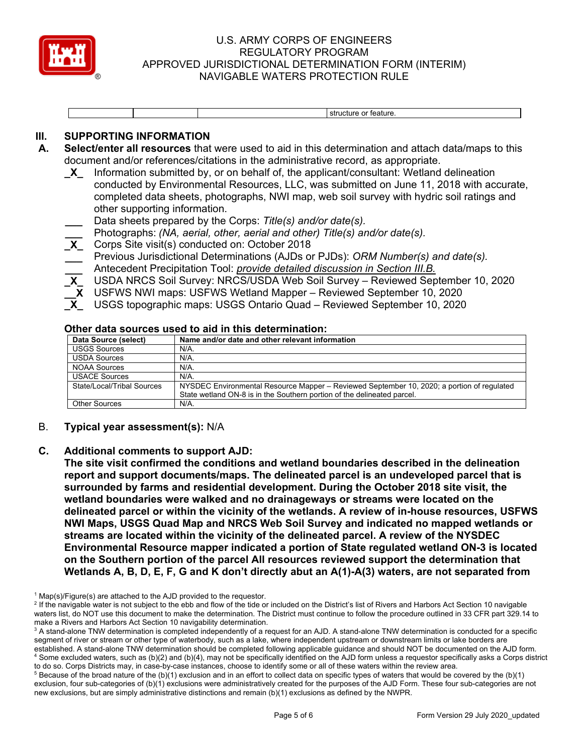| | | | structure or feature. |
|---|---|---|---|

## III. SUPPORTING INFORMATION

**A. Select/enter all resources** that were used to aid in this determination and attach data/maps to this document and/or references/citations in the administrative record, as appropriate.

_X_ Information submitted by, or on behalf of, the applicant/consultant: Wetland delineation conducted by Environmental Resources, LLC, was submitted on June 11, 2018 with accurate, completed data sheets, photographs, NWI map, web soil survey with hydric soil ratings and other supporting information.

___ Data sheets prepared by the Corps: *Title(s) and/or date(s).*

___ Photographs: *(NA, aerial, other, aerial and other) Title(s) and/or date(s).*

_X_ Corps Site visit(s) conducted on: October 2018

___ Previous Jurisdictional Determinations (AJDs or PJDs): *ORM Number(s) and date(s).*

___ Antecedent Precipitation Tool: *provide detailed discussion in Section III.B.*

_X_ USDA NRCS Soil Survey: NRCS/USDA Web Soil Survey – Reviewed September 10, 2020

__X USFWS NWI maps: USFWS Wetland Mapper – Reviewed September 10, 2020

_X_ USGS topographic maps: USGS Ontario Quad – Reviewed September 10, 2020

### Other data sources used to aid in this determination:

| Data Source (select) | Name and/or date and other relevant information |
|---|---|
| USGS Sources | N/A. |
| USDA Sources | N/A. |
| NOAA Sources | N/A. |
| USACE Sources | N/A. |
| State/Local/Tribal Sources | NYSDEC Environmental Resource Mapper – Reviewed September 10, 2020; a portion of regulated State wetland ON-8 is in the Southern portion of the delineated parcel. |
| Other Sources | N/A. |

B. **Typical year assessment(s):** N/A

**C. Additional comments to support AJD:**

**The site visit confirmed the conditions and wetland boundaries described in the delineation report and support documents/maps. The delineated parcel is an undeveloped parcel that is surrounded by farms and residential development. During the October 2018 site visit, the wetland boundaries were walked and no drainageways or streams were located on the delineated parcel or within the vicinity of the wetlands. A review of in-house resources, USFWS NWI Maps, USGS Quad Map and NRCS Web Soil Survey and indicated no mapped wetlands or streams are located within the vicinity of the delineated parcel. A review of the NYSDEC Environmental Resource mapper indicated a portion of State regulated wetland ON-3 is located on the Southern portion of the parcel All resources reviewed support the determination that Wetlands A, B, D, E, F, G and K don't directly abut an A(1)-A(3) waters, are not separated from**

[1] Map(s)/Figure(s) are attached to the AJD provided to the requestor.

[2] If the navigable water is not subject to the ebb and flow of the tide or included on the District's list of Rivers and Harbors Act Section 10 navigable waters list, do NOT use this document to make the determination. The District must continue to follow the procedure outlined in 33 CFR part 329.14 to make a Rivers and Harbors Act Section 10 navigability determination.

[3] A stand-alone TNW determination is completed independently of a request for an AJD. A stand-alone TNW determination is conducted for a specific segment of river or stream or other type of waterbody, such as a lake, where independent upstream or downstream limits or lake borders are established. A stand-alone TNW determination should be completed following applicable guidance and should NOT be documented on the AJD form.

[4] Some excluded waters, such as (b)(2) and (b)(4), may not be specifically identified on the AJD form unless a requestor specifically asks a Corps district to do so. Corps Districts may, in case-by-case instances, choose to identify some or all of these waters within the review area.

[5] Because of the broad nature of the (b)(1) exclusion and in an effort to collect data on specific types of waters that would be covered by the (b)(1) exclusion, four sub-categories of (b)(1) exclusions were administratively created for the purposes of the AJD Form. These four sub-categories are not new exclusions, but are simply administrative distinctions and remain (b)(1) exclusions as defined by the NWPR.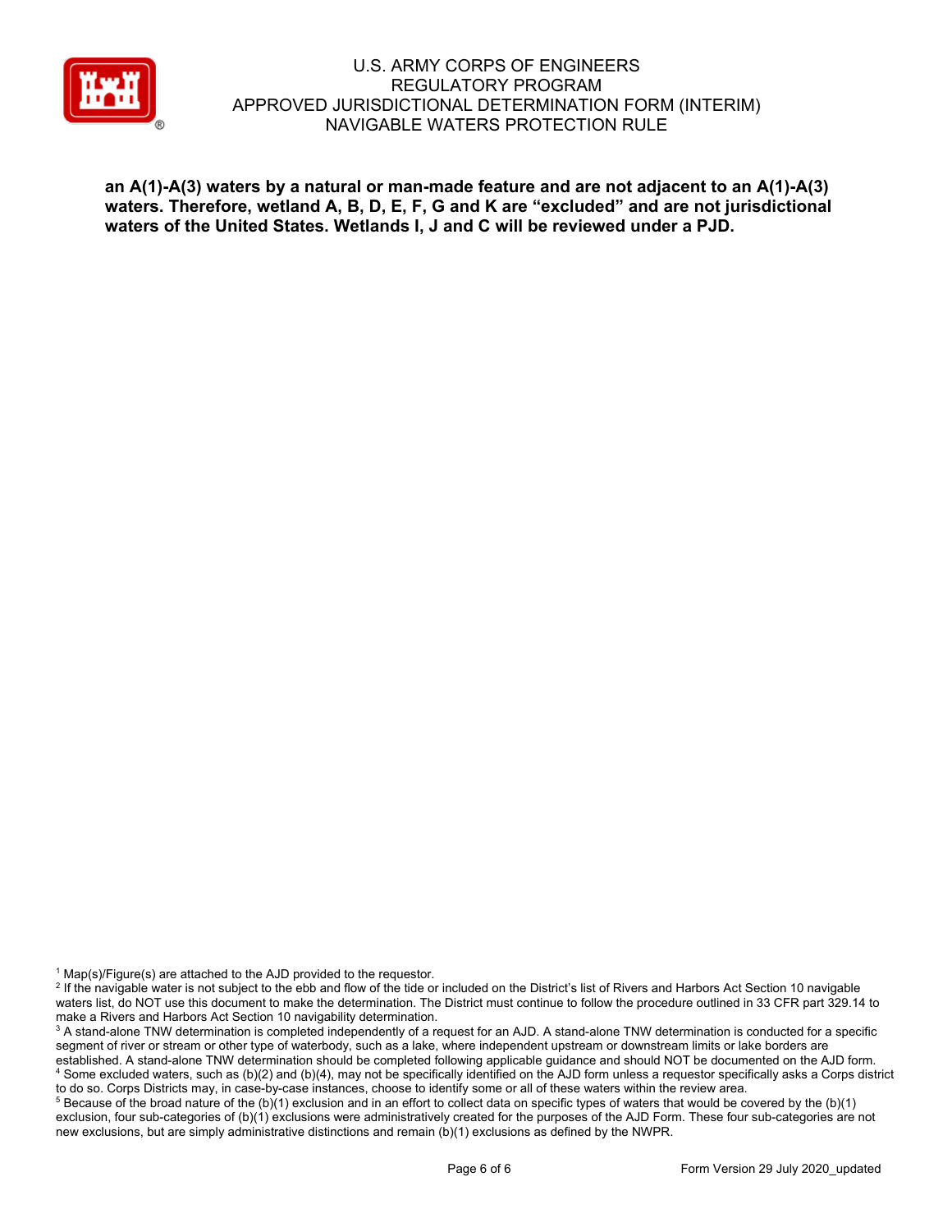**an A(1)-A(3) waters by a natural or man-made feature and are not adjacent to an A(1)-A(3) waters. Therefore, wetland A, B, D, E, F, G and K are "excluded" and are not jurisdictional waters of the United States. Wetlands I, J and C will be reviewed under a PJD.**

[1] Map(s)/Figure(s) are attached to the AJD provided to the requestor.
[2] If the navigable water is not subject to the ebb and flow of the tide or included on the District's list of Rivers and Harbors Act Section 10 navigable waters list, do NOT use this document to make the determination. The District must continue to follow the procedure outlined in 33 CFR part 329.14 to make a Rivers and Harbors Act Section 10 navigability determination.
[3] A stand-alone TNW determination is completed independently of a request for an AJD. A stand-alone TNW determination is conducted for a specific segment of river or stream or other type of waterbody, such as a lake, where independent upstream or downstream limits or lake borders are established. A stand-alone TNW determination should be completed following applicable guidance and should NOT be documented on the AJD form.
[4] Some excluded waters, such as (b)(2) and (b)(4), may not be specifically identified on the AJD form unless a requestor specifically asks a Corps district to do so. Corps Districts may, in case-by-case instances, choose to identify some or all of these waters within the review area.
[5] Because of the broad nature of the (b)(1) exclusion and in an effort to collect data on specific types of waters that would be covered by the (b)(1) exclusion, four sub-categories of (b)(1) exclusions were administratively created for the purposes of the AJD Form. These four sub-categories are not new exclusions, but are simply administrative distinctions and remain (b)(1) exclusions as defined by the NWPR.